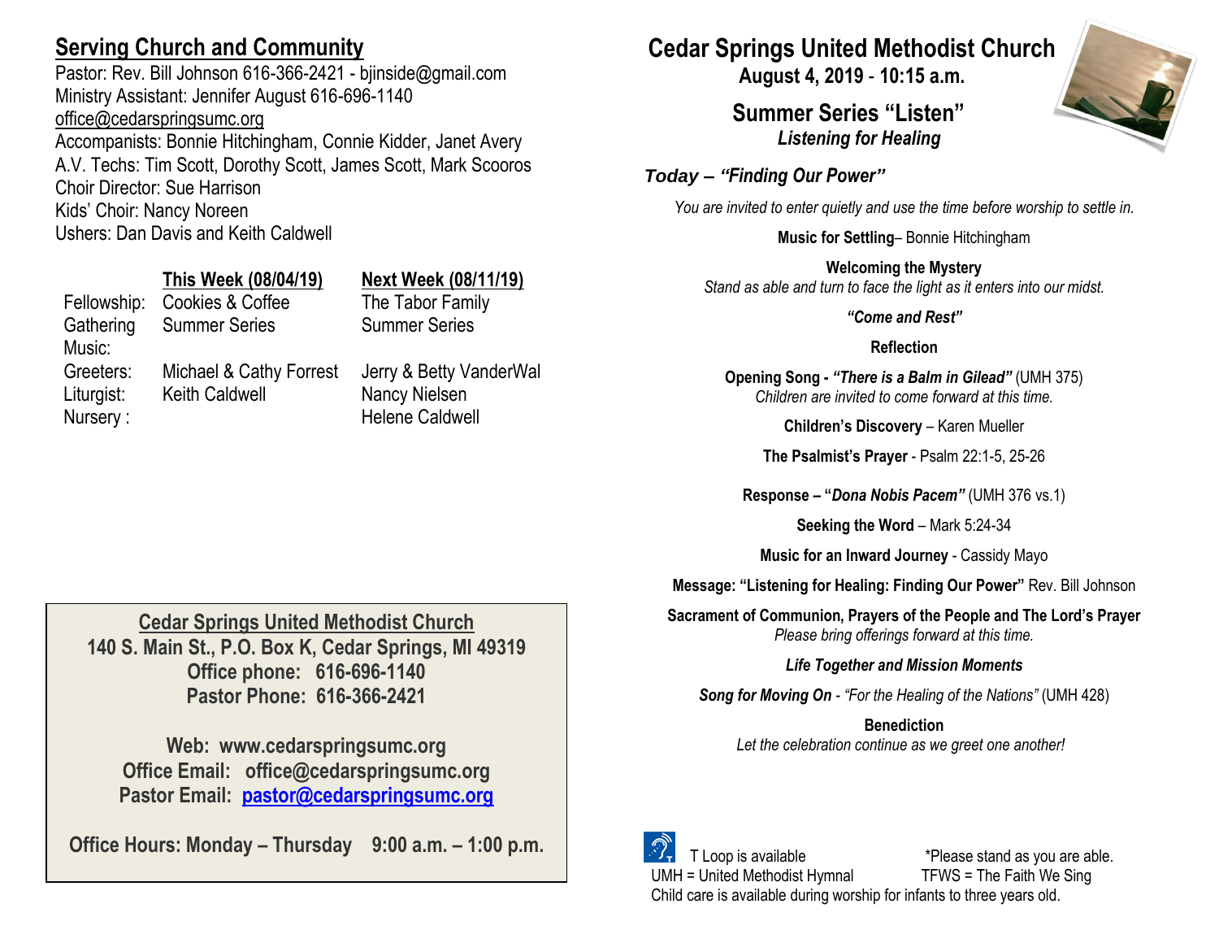## Serving Church and Community

Pastor: Rev. Bill Johnson 616-366-2421 - bjinside@gmail.com
Ministry Assistant: Jennifer August 616-696-1140
office@cedarspringsumc.org
Accompanists: Bonnie Hitchingham, Connie Kidder, Janet Avery
A.V. Techs: Tim Scott, Dorothy Scott, James Scott, Mark Scooros
Choir Director: Sue Harrison
Kids' Choir: Nancy Noreen
Ushers: Dan Davis and Keith Caldwell

| | This Week (08/04/19) | Next Week (08/11/19) |
|---|---|---|
| Fellowship: | Cookies & Coffee | The Tabor Family |
| Gathering Music: | Summer Series | Summer Series |
| Greeters: | Michael & Cathy Forrest | Jerry & Betty VanderWal |
| Liturgist: | Keith Caldwell | Nancy Nielsen |
| Nursery : | | Helene Caldwell |

**Cedar Springs United Methodist Church**
**140 S. Main St., P.O. Box K, Cedar Springs, MI 49319**
**Office phone: 616-696-1140**
**Pastor Phone: 616-366-2421**

**Web: www.cedarspringsumc.org**
**Office Email: office@cedarspringsumc.org**
**Pastor Email: pastor@cedarspringsumc.org**

**Office Hours: Monday – Thursday 9:00 a.m. – 1:00 p.m.**

# Cedar Springs United Methodist Church

**August 4, 2019 - 10:15 a.m.**

## Summer Series "Listen"

***Listening for Healing***

### *Today – "Finding Our Power"*

*You are invited to enter quietly and use the time before worship to settle in.*

**Music for Settling**– Bonnie Hitchingham

**Welcoming the Mystery**
*Stand as able and turn to face the light as it enters into our midst.*

***"Come and Rest"***

**Reflection**

**Opening Song - *"There is a Balm in Gilead"*** (UMH 375)
*Children are invited to come forward at this time.*

**Children's Discovery** – Karen Mueller

**The Psalmist's Prayer** - Psalm 22:1-5, 25-26

**Response – "*Dona Nobis Pacem"*** (UMH 376 vs.1)

**Seeking the Word** – Mark 5:24-34

**Music for an Inward Journey** - Cassidy Mayo

**Message: "Listening for Healing: Finding Our Power"** Rev. Bill Johnson

**Sacrament of Communion, Prayers of the People and The Lord's Prayer**
*Please bring offerings forward at this time.*

***Life Together and Mission Moments***

***Song for Moving On*** - *"For the Healing of the Nations"* (UMH 428)

**Benediction**
*Let the celebration continue as we greet one another!*

T Loop is available *Please stand as you are able.
UMH = United Methodist Hymnal TFWS = The Faith We Sing
Child care is available during worship for infants to three years old.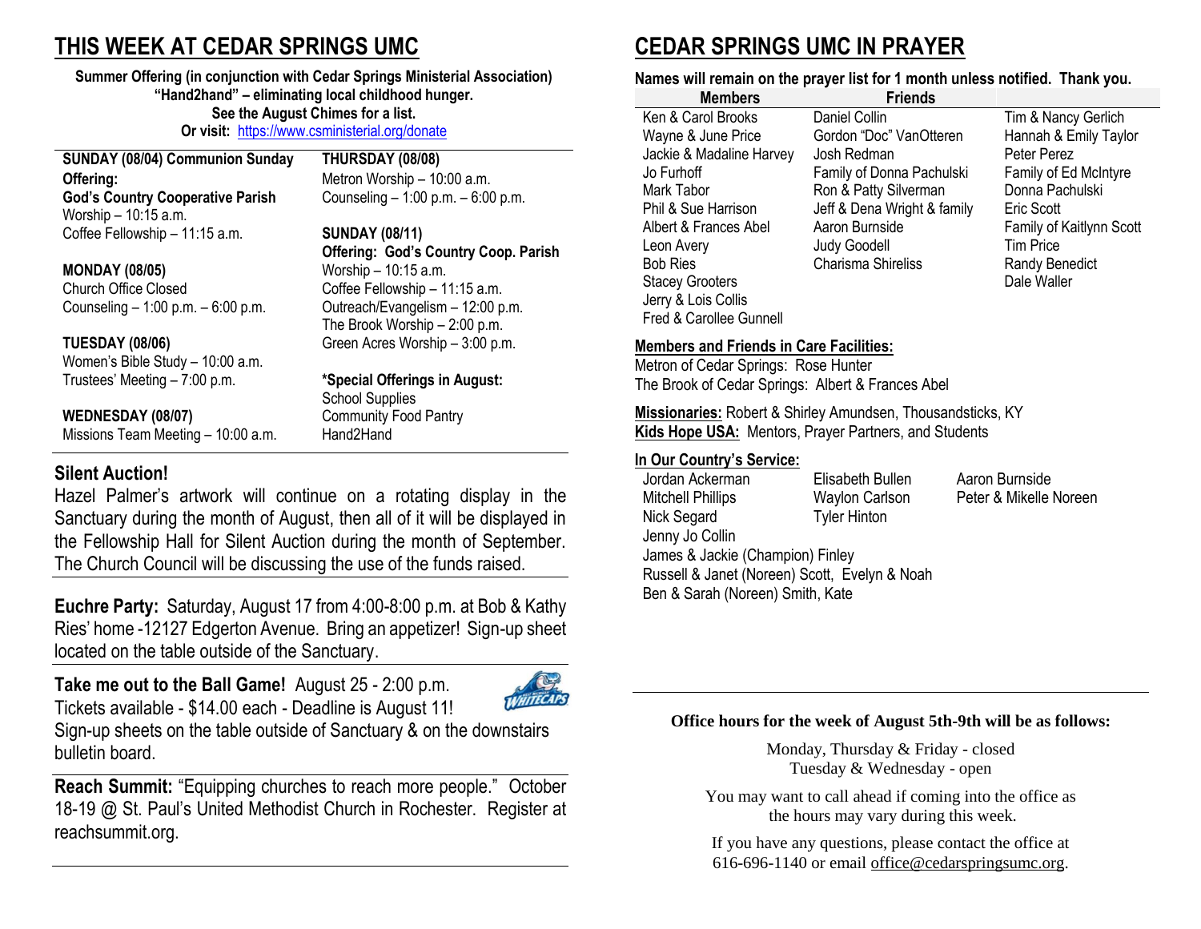# THIS WEEK AT CEDAR SPRINGS UMC

**Summer Offering (in conjunction with Cedar Springs Ministerial Association)**
**"Hand2hand" – eliminating local childhood hunger.**
**See the August Chimes for a list.**
**Or visit:** https://www.csministerial.org/donate

**SUNDAY (08/04) Communion Sunday**
**Offering:**
**God's Country Cooperative Parish**
Worship – 10:15 a.m.
Coffee Fellowship – 11:15 a.m.

**MONDAY (08/05)**
Church Office Closed
Counseling – 1:00 p.m. – 6:00 p.m.

**TUESDAY (08/06)**
Women's Bible Study – 10:00 a.m.
Trustees' Meeting – 7:00 p.m.

**WEDNESDAY (08/07)**
Missions Team Meeting – 10:00 a.m.

**THURSDAY (08/08)**
Metron Worship – 10:00 a.m.
Counseling – 1:00 p.m. – 6:00 p.m.

**SUNDAY (08/11)**
**Offering: God's Country Coop. Parish**
Worship – 10:15 a.m.
Coffee Fellowship – 11:15 a.m.
Outreach/Evangelism – 12:00 p.m.
The Brook Worship – 2:00 p.m.
Green Acres Worship – 3:00 p.m.

**\*Special Offerings in August:**
School Supplies
Community Food Pantry
Hand2Hand

## Silent Auction!

Hazel Palmer's artwork will continue on a rotating display in the Sanctuary during the month of August, then all of it will be displayed in the Fellowship Hall for Silent Auction during the month of September. The Church Council will be discussing the use of the funds raised.

**Euchre Party:** Saturday, August 17 from 4:00-8:00 p.m. at Bob & Kathy Ries' home -12127 Edgerton Avenue. Bring an appetizer! Sign-up sheet located on the table outside of the Sanctuary.

**Take me out to the Ball Game!** August 25 - 2:00 p.m.
Tickets available - $14.00 each - Deadline is August 11!
Sign-up sheets on the table outside of Sanctuary & on the downstairs bulletin board.

**Reach Summit:** "Equipping churches to reach more people." October 18-19 @ St. Paul's United Methodist Church in Rochester. Register at reachsummit.org.

# CEDAR SPRINGS UMC IN PRAYER

**Names will remain on the prayer list for 1 month unless notified. Thank you.**

| Members | Friends | |
|---|---|---|
| Ken & Carol Brooks | Daniel Collin | Tim & Nancy Gerlich |
| Wayne & June Price | Gordon "Doc" VanOtteren | Hannah & Emily Taylor |
| Jackie & Madaline Harvey | Josh Redman | Peter Perez |
| Jo Furhoff | Family of Donna Pachulski | Family of Ed McIntyre |
| Mark Tabor | Ron & Patty Silverman | Donna Pachulski |
| Phil & Sue Harrison | Jeff & Dena Wright & family | Eric Scott |
| Albert & Frances Abel | Aaron Burnside | Family of Kaitlynn Scott |
| Leon Avery | Judy Goodell | Tim Price |
| Bob Ries | Charisma Shireliss | Randy Benedict |
| Stacey Grooters | | Dale Waller |
| Jerry & Lois Collis | | |
| Fred & Carollee Gunnell | | |

**Members and Friends in Care Facilities:**
Metron of Cedar Springs: Rose Hunter
The Brook of Cedar Springs: Albert & Frances Abel

**Missionaries:** Robert & Shirley Amundsen, Thousandsticks, KY
**Kids Hope USA:** Mentors, Prayer Partners, and Students

**In Our Country's Service:**

| | | |
|---|---|---|
| Jordan Ackerman | Elisabeth Bullen | Aaron Burnside |
| Mitchell Phillips | Waylon Carlson | Peter & Mikelle Noreen |
| Nick Segard | Tyler Hinton | |
| Jenny Jo Collin | | |

James & Jackie (Champion) Finley
Russell & Janet (Noreen) Scott, Evelyn & Noah
Ben & Sarah (Noreen) Smith, Kate

**Office hours for the week of August 5th-9th will be as follows:**

Monday, Thursday & Friday - closed
Tuesday & Wednesday - open

You may want to call ahead if coming into the office as the hours may vary during this week.

If you have any questions, please contact the office at 616-696-1140 or email office@cedarspringsumc.org.